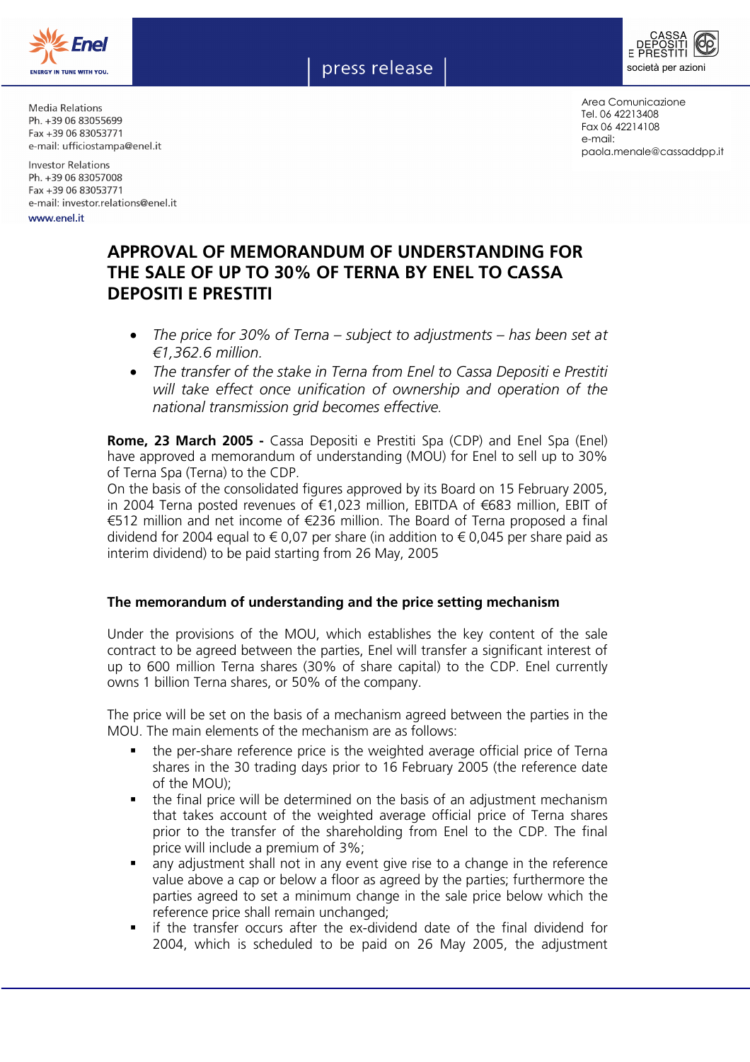Media Relations
Ph. +39 06 83055699
Fax +39 06 83053771
e-mail: ufficiostampa@enel.it

Investor Relations
Ph. +39 06 83057008
Fax +39 06 83053771
e-mail: investor.relations@enel.it

www.enel.it

press release

Area Comunicazione
Tel. 06 42213408
Fax 06 42214108
e-mail:
paola.menale@cassaddpp.it

# APPROVAL OF MEMORANDUM OF UNDERSTANDING FOR THE SALE OF UP TO 30% OF TERNA BY ENEL TO CASSA DEPOSITI E PRESTITI

- *The price for 30% of Terna – subject to adjustments – has been set at €1,362.6 million.*
- *The transfer of the stake in Terna from Enel to Cassa Depositi e Prestiti will take effect once unification of ownership and operation of the national transmission grid becomes effective.*

**Rome, 23 March 2005 -** Cassa Depositi e Prestiti Spa (CDP) and Enel Spa (Enel) have approved a memorandum of understanding (MOU) for Enel to sell up to 30% of Terna Spa (Terna) to the CDP.
On the basis of the consolidated figures approved by its Board on 15 February 2005, in 2004 Terna posted revenues of €1,023 million, EBITDA of €683 million, EBIT of €512 million and net income of €236 million. The Board of Terna proposed a final dividend for 2004 equal to € 0,07 per share (in addition to € 0,045 per share paid as interim dividend) to be paid starting from 26 May, 2005

### The memorandum of understanding and the price setting mechanism

Under the provisions of the MOU, which establishes the key content of the sale contract to be agreed between the parties, Enel will transfer a significant interest of up to 600 million Terna shares (30% of share capital) to the CDP. Enel currently owns 1 billion Terna shares, or 50% of the company.

The price will be set on the basis of a mechanism agreed between the parties in the MOU. The main elements of the mechanism are as follows:

- the per-share reference price is the weighted average official price of Terna shares in the 30 trading days prior to 16 February 2005 (the reference date of the MOU);
- the final price will be determined on the basis of an adjustment mechanism that takes account of the weighted average official price of Terna shares prior to the transfer of the shareholding from Enel to the CDP. The final price will include a premium of 3%;
- any adjustment shall not in any event give rise to a change in the reference value above a cap or below a floor as agreed by the parties; furthermore the parties agreed to set a minimum change in the sale price below which the reference price shall remain unchanged;
- if the transfer occurs after the ex-dividend date of the final dividend for 2004, which is scheduled to be paid on 26 May 2005, the adjustment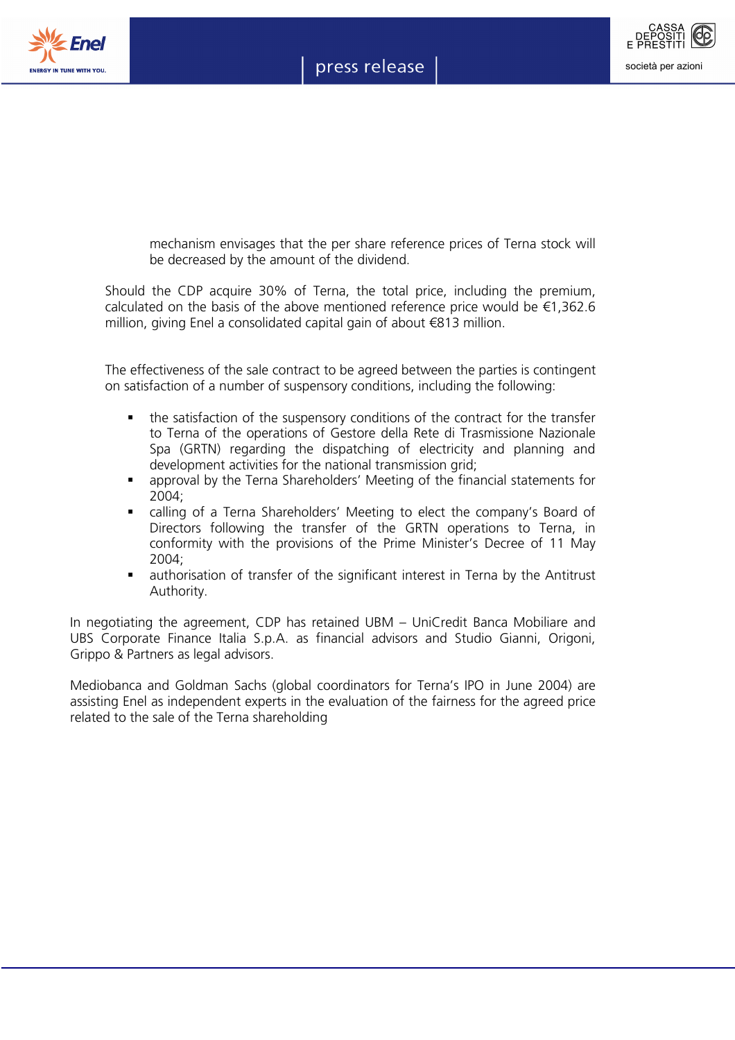mechanism envisages that the per share reference prices of Terna stock will be decreased by the amount of the dividend.

Should the CDP acquire 30% of Terna, the total price, including the premium, calculated on the basis of the above mentioned reference price would be €1,362.6 million, giving Enel a consolidated capital gain of about €813 million.

The effectiveness of the sale contract to be agreed between the parties is contingent on satisfaction of a number of suspensory conditions, including the following:

- the satisfaction of the suspensory conditions of the contract for the transfer to Terna of the operations of Gestore della Rete di Trasmissione Nazionale Spa (GRTN) regarding the dispatching of electricity and planning and development activities for the national transmission grid;
- approval by the Terna Shareholders' Meeting of the financial statements for 2004;
- calling of a Terna Shareholders' Meeting to elect the company's Board of Directors following the transfer of the GRTN operations to Terna, in conformity with the provisions of the Prime Minister's Decree of 11 May 2004;
- authorisation of transfer of the significant interest in Terna by the Antitrust Authority.

In negotiating the agreement, CDP has retained UBM – UniCredit Banca Mobiliare and UBS Corporate Finance Italia S.p.A. as financial advisors and Studio Gianni, Origoni, Grippo & Partners as legal advisors.

Mediobanca and Goldman Sachs (global coordinators for Terna's IPO in June 2004) are assisting Enel as independent experts in the evaluation of the fairness for the agreed price related to the sale of the Terna shareholding